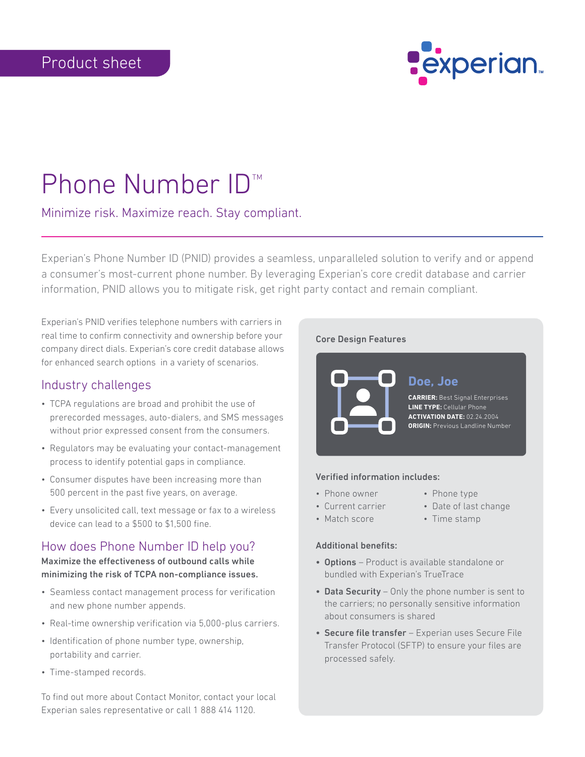Product sheet

# Phone Number ID™

Minimize risk. Maximize reach. Stay compliant.

Experian's Phone Number ID (PNID) provides a seamless, unparalleled solution to verify and or append a consumer's most-current phone number. By leveraging Experian's core credit database and carrier information, PNID allows you to mitigate risk, get right party contact and remain compliant.

Experian's PNID verifies telephone numbers with carriers in real time to confirm connectivity and ownership before your company direct dials. Experian's core credit database allows for enhanced search options in a variety of scenarios.

## Industry challenges

- TCPA regulations are broad and prohibit the use of prerecorded messages, auto-dialers, and SMS messages without prior expressed consent from the consumers.
- Regulators may be evaluating your contact-management process to identify potential gaps in compliance.
- Consumer disputes have been increasing more than 500 percent in the past five years, on average.
- Every unsolicited call, text message or fax to a wireless device can lead to a $500 to $1,500 fine.

## How does Phone Number ID help you?

**Maximize the effectiveness of outbound calls while minimizing the risk of TCPA non-compliance issues.**

- Seamless contact management process for verification and new phone number appends.
- Real-time ownership verification via 5,000-plus carriers.
- Identification of phone number type, ownership, portability and carrier.
- Time-stamped records.

To find out more about Contact Monitor, contact your local Experian sales representative or call 1 888 414 1120.

### Core Design Features

**Doe, Joe**

**CARRIER:** Best Signal Enterprises
**LINE TYPE:** Cellular Phone
**ACTIVATION DATE:** 02.24.2004
**ORIGIN:** Previous Landline Number

### Verified information includes:

- Phone owner
- Current carrier
- Match score
- Phone type
- Date of last change
- Time stamp

### Additional benefits:

- **Options** – Product is available standalone or bundled with Experian's TrueTrace
- **Data Security** – Only the phone number is sent to the carriers; no personally sensitive information about consumers is shared
- **Secure file transfer** – Experian uses Secure File Transfer Protocol (SFTP) to ensure your files are processed safely.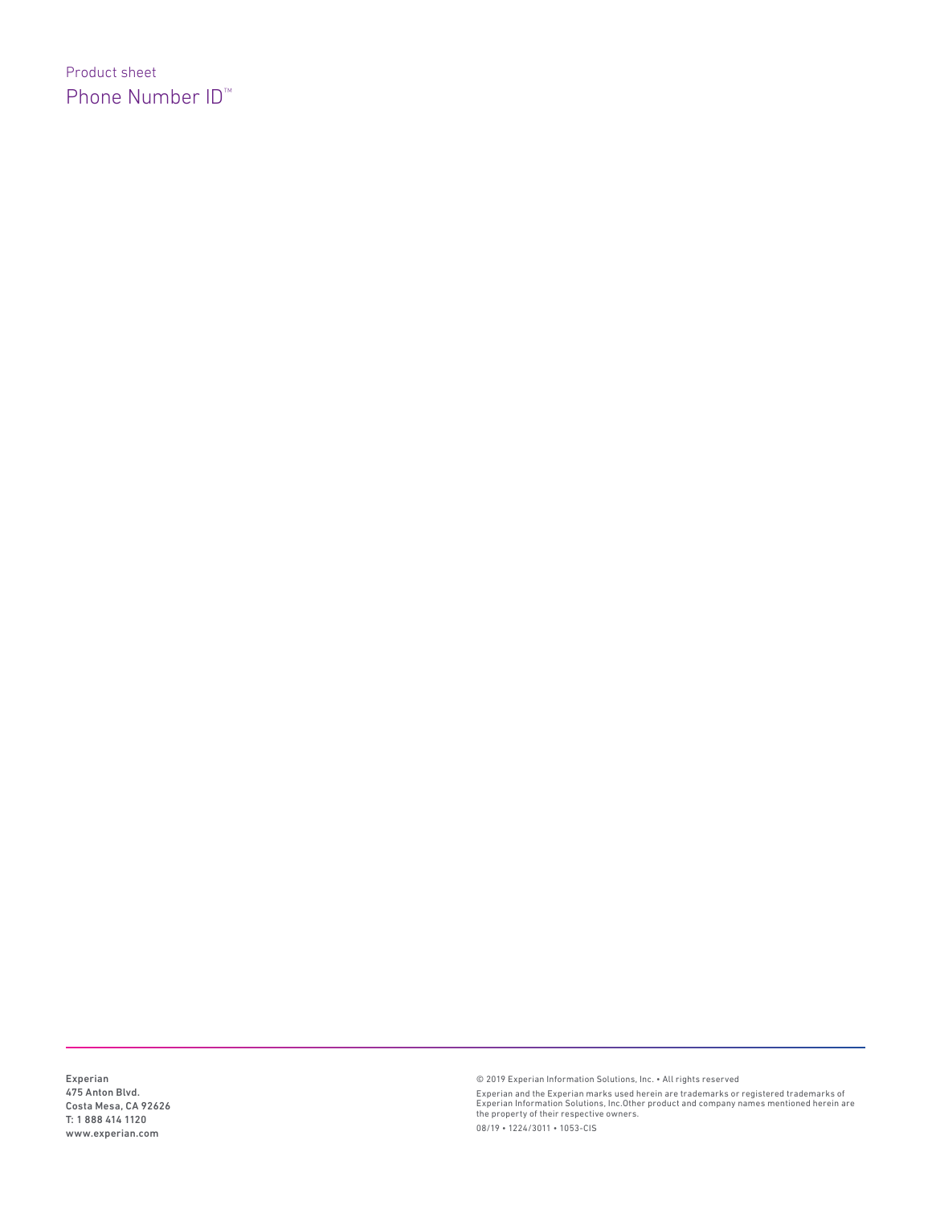Product sheet

Phone Number ID™

Experian
475 Anton Blvd.
Costa Mesa, CA 92626
T: 1 888 414 1120
www.experian.com

© 2019 Experian Information Solutions, Inc. • All rights reserved

Experian and the Experian marks used herein are trademarks or registered trademarks of Experian Information Solutions, Inc.Other product and company names mentioned herein are the property of their respective owners.

08/19 • 1224/3011 • 1053-CIS